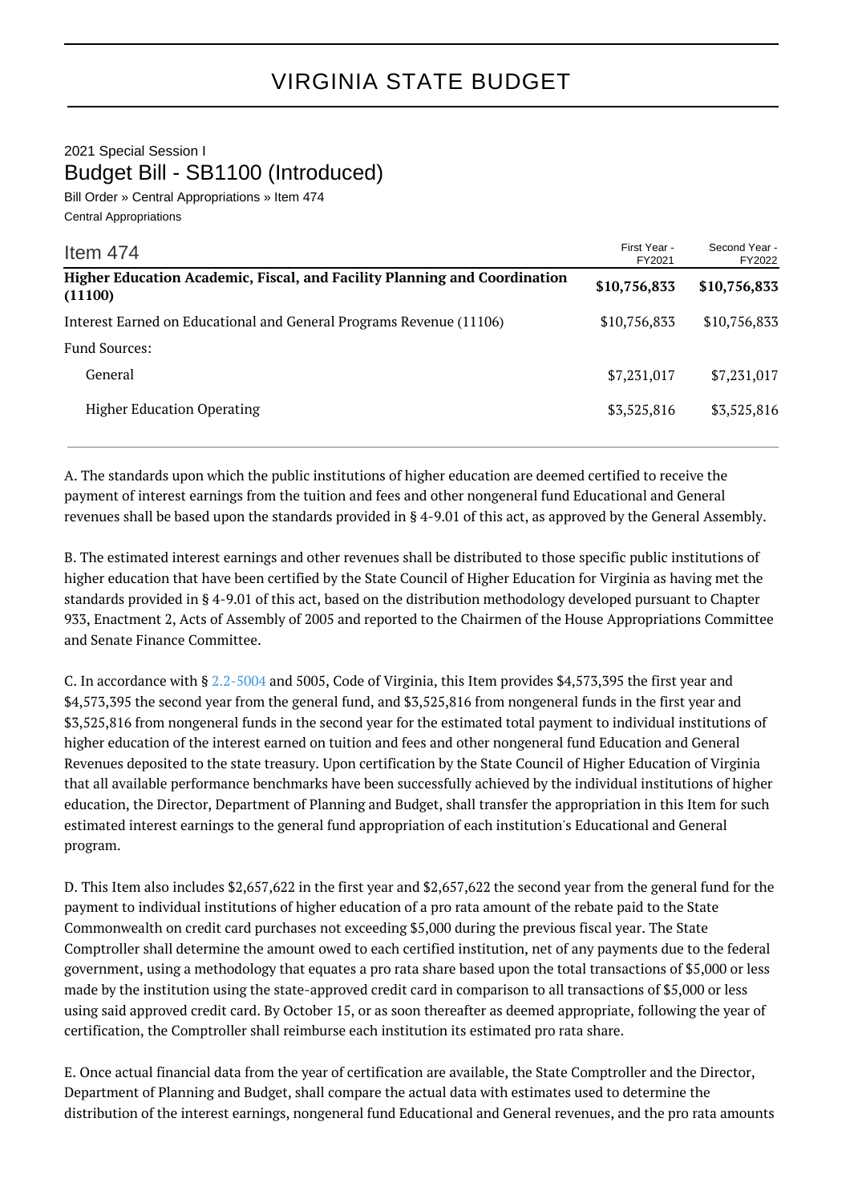# VIRGINIA STATE BUDGET

2021 Special Session I

## Budget Bill - SB1100 (Introduced)

Bill Order » Central Appropriations » Item 474

Central Appropriations

| Item 474 | First Year - FY2021 | Second Year - FY2022 |
|---|---|---|
| **Higher Education Academic, Fiscal, and Facility Planning and Coordination (11100)** | **$10,756,833** | **$10,756,833** |
| Interest Earned on Educational and General Programs Revenue (11106) | $10,756,833 | $10,756,833 |
| Fund Sources: | | |
| General | $7,231,017 | $7,231,017 |
| Higher Education Operating | $3,525,816 | $3,525,816 |

A. The standards upon which the public institutions of higher education are deemed certified to receive the payment of interest earnings from the tuition and fees and other nongeneral fund Educational and General revenues shall be based upon the standards provided in § 4-9.01 of this act, as approved by the General Assembly.

B. The estimated interest earnings and other revenues shall be distributed to those specific public institutions of higher education that have been certified by the State Council of Higher Education for Virginia as having met the standards provided in § 4-9.01 of this act, based on the distribution methodology developed pursuant to Chapter 933, Enactment 2, Acts of Assembly of 2005 and reported to the Chairmen of the House Appropriations Committee and Senate Finance Committee.

C. In accordance with § 2.2-5004 and 5005, Code of Virginia, this Item provides $4,573,395 the first year and $4,573,395 the second year from the general fund, and $3,525,816 from nongeneral funds in the first year and $3,525,816 from nongeneral funds in the second year for the estimated total payment to individual institutions of higher education of the interest earned on tuition and fees and other nongeneral fund Education and General Revenues deposited to the state treasury. Upon certification by the State Council of Higher Education of Virginia that all available performance benchmarks have been successfully achieved by the individual institutions of higher education, the Director, Department of Planning and Budget, shall transfer the appropriation in this Item for such estimated interest earnings to the general fund appropriation of each institution's Educational and General program.

D. This Item also includes $2,657,622 in the first year and $2,657,622 the second year from the general fund for the payment to individual institutions of higher education of a pro rata amount of the rebate paid to the State Commonwealth on credit card purchases not exceeding $5,000 during the previous fiscal year. The State Comptroller shall determine the amount owed to each certified institution, net of any payments due to the federal government, using a methodology that equates a pro rata share based upon the total transactions of $5,000 or less made by the institution using the state-approved credit card in comparison to all transactions of $5,000 or less using said approved credit card. By October 15, or as soon thereafter as deemed appropriate, following the year of certification, the Comptroller shall reimburse each institution its estimated pro rata share.

E. Once actual financial data from the year of certification are available, the State Comptroller and the Director, Department of Planning and Budget, shall compare the actual data with estimates used to determine the distribution of the interest earnings, nongeneral fund Educational and General revenues, and the pro rata amounts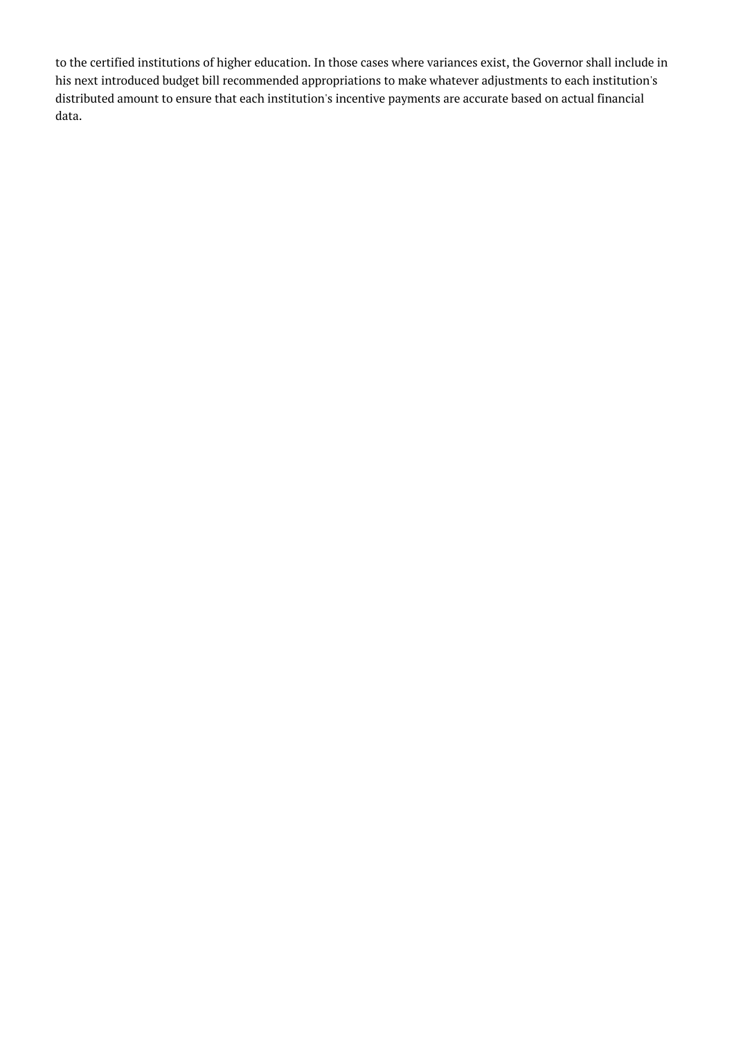to the certified institutions of higher education. In those cases where variances exist, the Governor shall include in his next introduced budget bill recommended appropriations to make whatever adjustments to each institution's distributed amount to ensure that each institution's incentive payments are accurate based on actual financial data.